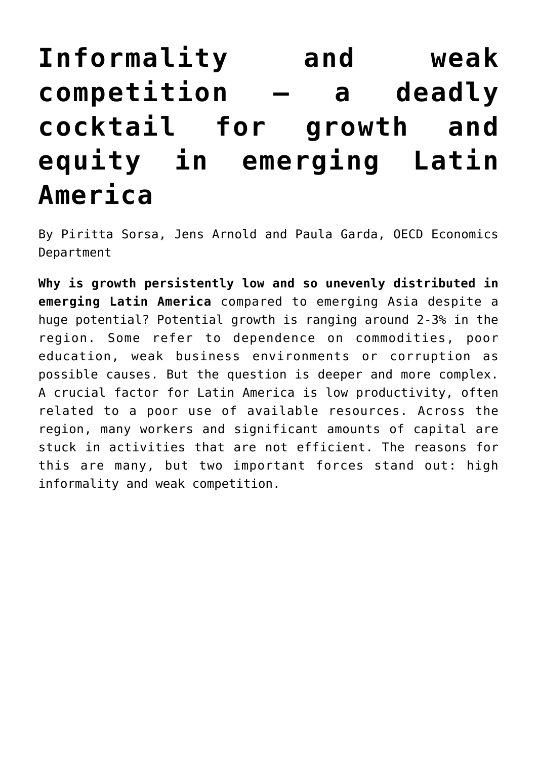# Informality and weak competition – a deadly cocktail for growth and equity in emerging Latin America

By Piritta Sorsa, Jens Arnold and Paula Garda, OECD Economics Department

**Why is growth persistently low and so unevenly distributed in emerging Latin America** compared to emerging Asia despite a huge potential? Potential growth is ranging around 2-3% in the region. Some refer to dependence on commodities, poor education, weak business environments or corruption as possible causes. But the question is deeper and more complex. A crucial factor for Latin America is low productivity, often related to a poor use of available resources. Across the region, many workers and significant amounts of capital are stuck in activities that are not efficient. The reasons for this are many, but two important forces stand out: high informality and weak competition.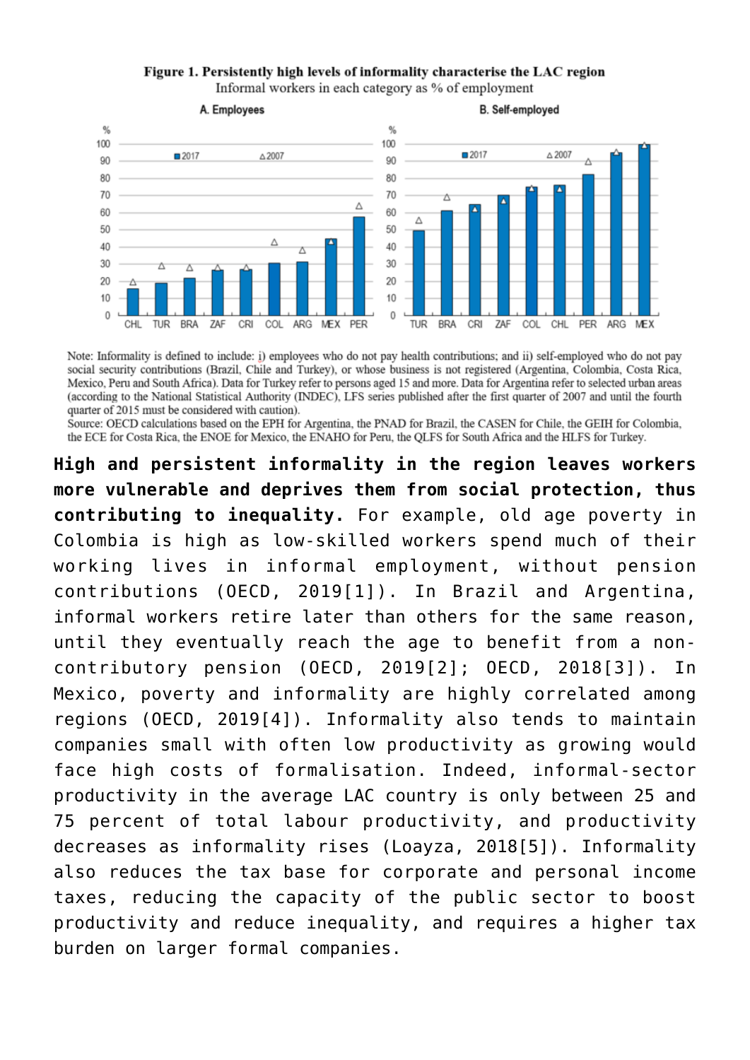**Figure 1. Persistently high levels of informality characterise the LAC region**

Informal workers in each category as % of employment

A. Employees

%

100
90
80
70
60
50
40
30
20
10
0

■2017 △2007

CHL TUR BRA ZAF CRI COL ARG MEX PER

B. Self-employed

%

100
90
80
70
60
50
40
30
20
10
0

■2017 △2007

TUR BRA CRI ZAF COL CHL PER ARG MEX

Note: Informality is defined to include: i) employees who do not pay health contributions; and ii) self-employed who do not pay social security contributions (Brazil, Chile and Turkey), or whose business is not registered (Argentina, Colombia, Costa Rica, Mexico, Peru and South Africa). Data for Turkey refer to persons aged 15 and more. Data for Argentina refer to selected urban areas (according to the National Statistical Authority (INDEC), LFS series published after the first quarter of 2007 and until the fourth quarter of 2015 must be considered with caution).

Source: OECD calculations based on the EPH for Argentina, the PNAD for Brazil, the CASEN for Chile, the GEIH for Colombia, the ECE for Costa Rica, the ENOE for Mexico, the ENAHO for Peru, the QLFS for South Africa and the HLFS for Turkey.

**High and persistent informality in the region leaves workers more vulnerable and deprives them from social protection, thus contributing to inequality.** For example, old age poverty in Colombia is high as low-skilled workers spend much of their working lives in informal employment, without pension contributions (OECD, 2019[1]). In Brazil and Argentina, informal workers retire later than others for the same reason, until they eventually reach the age to benefit from a non-contributory pension (OECD, 2019[2]; OECD, 2018[3]). In Mexico, poverty and informality are highly correlated among regions (OECD, 2019[4]). Informality also tends to maintain companies small with often low productivity as growing would face high costs of formalisation. Indeed, informal-sector productivity in the average LAC country is only between 25 and 75 percent of total labour productivity, and productivity decreases as informality rises (Loayza, 2018[5]). Informality also reduces the tax base for corporate and personal income taxes, reducing the capacity of the public sector to boost productivity and reduce inequality, and requires a higher tax burden on larger formal companies.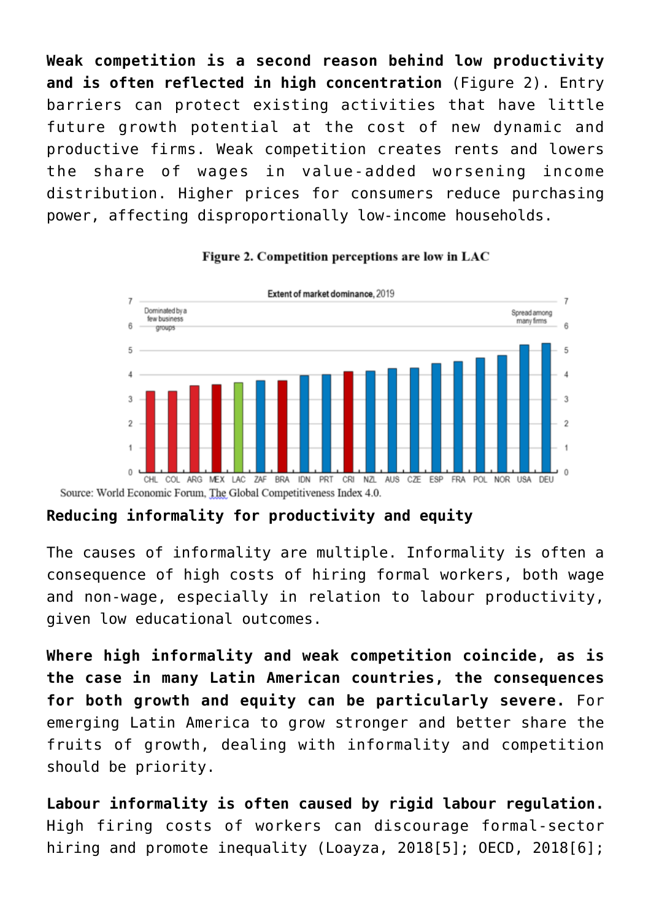**Weak competition is a second reason behind low productivity and is often reflected in high concentration** (Figure 2). Entry barriers can protect existing activities that have little future growth potential at the cost of new dynamic and productive firms. Weak competition creates rents and lowers the share of wages in value-added worsening income distribution. Higher prices for consumers reduce purchasing power, affecting disproportionally low-income households.

**Figure 2. Competition perceptions are low in LAC**

Extent of market dominance, 2019

Dominated by a few business groups

Spread among many firms

0 1 2 3 4 5 6 7

CHL COL ARG MEX LAC ZAF BRA IDN PRT CRI NZL AUS CZE ESP FRA POL NOR USA DEU

Source: World Economic Forum, The Global Competitiveness Index 4.0.

**Reducing informality for productivity and equity**

The causes of informality are multiple. Informality is often a consequence of high costs of hiring formal workers, both wage and non-wage, especially in relation to labour productivity, given low educational outcomes.

**Where high informality and weak competition coincide, as is the case in many Latin American countries, the consequences for both growth and equity can be particularly severe.** For emerging Latin America to grow stronger and better share the fruits of growth, dealing with informality and competition should be priority.

**Labour informality is often caused by rigid labour regulation.** High firing costs of workers can discourage formal-sector hiring and promote inequality (Loayza, 2018[5]; OECD, 2018[6];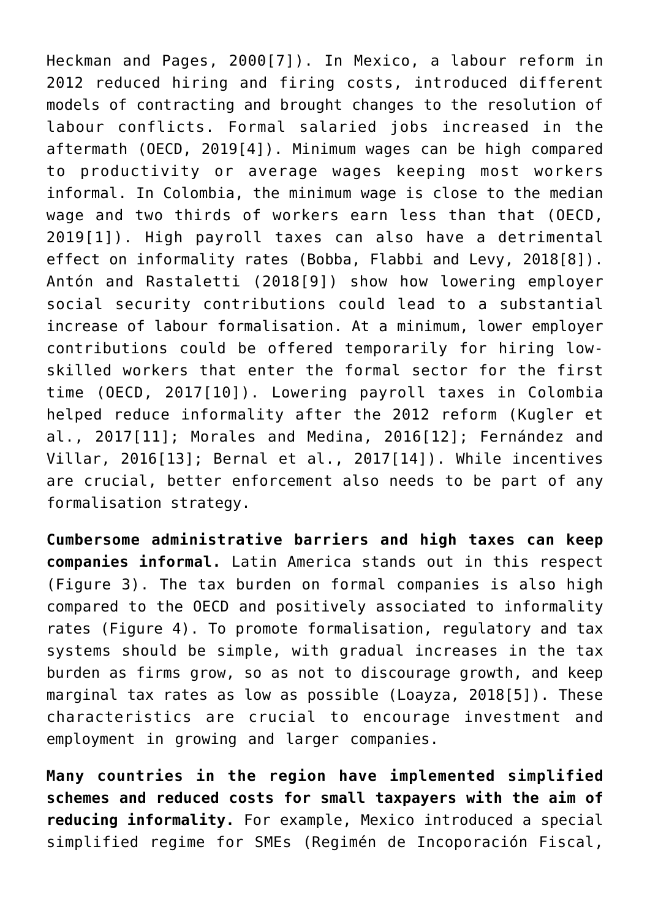Heckman and Pages, 2000[7]). In Mexico, a labour reform in 2012 reduced hiring and firing costs, introduced different models of contracting and brought changes to the resolution of labour conflicts. Formal salaried jobs increased in the aftermath (OECD, 2019[4]). Minimum wages can be high compared to productivity or average wages keeping most workers informal. In Colombia, the minimum wage is close to the median wage and two thirds of workers earn less than that (OECD, 2019[1]). High payroll taxes can also have a detrimental effect on informality rates (Bobba, Flabbi and Levy, 2018[8]). Antón and Rastaletti (2018[9]) show how lowering employer social security contributions could lead to a substantial increase of labour formalisation. At a minimum, lower employer contributions could be offered temporarily for hiring low-skilled workers that enter the formal sector for the first time (OECD, 2017[10]). Lowering payroll taxes in Colombia helped reduce informality after the 2012 reform (Kugler et al., 2017[11]; Morales and Medina, 2016[12]; Fernández and Villar, 2016[13]; Bernal et al., 2017[14]). While incentives are crucial, better enforcement also needs to be part of any formalisation strategy.

**Cumbersome administrative barriers and high taxes can keep companies informal.** Latin America stands out in this respect (Figure 3). The tax burden on formal companies is also high compared to the OECD and positively associated to informality rates (Figure 4). To promote formalisation, regulatory and tax systems should be simple, with gradual increases in the tax burden as firms grow, so as not to discourage growth, and keep marginal tax rates as low as possible (Loayza, 2018[5]). These characteristics are crucial to encourage investment and employment in growing and larger companies.

**Many countries in the region have implemented simplified schemes and reduced costs for small taxpayers with the aim of reducing informality.** For example, Mexico introduced a special simplified regime for SMEs (Regimén de Incoporación Fiscal,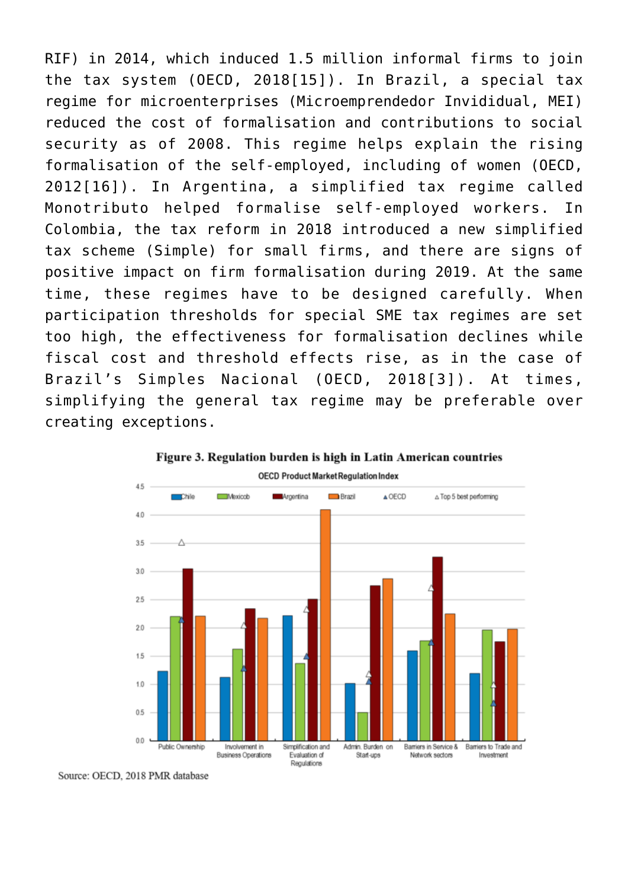RIF) in 2014, which induced 1.5 million informal firms to join the tax system (OECD, 2018[15]). In Brazil, a special tax regime for microenterprises (Microemprendedor Invididual, MEI) reduced the cost of formalisation and contributions to social security as of 2008. This regime helps explain the rising formalisation of the self-employed, including of women (OECD, 2012[16]). In Argentina, a simplified tax regime called Monotributo helped formalise self-employed workers. In Colombia, the tax reform in 2018 introduced a new simplified tax scheme (Simple) for small firms, and there are signs of positive impact on firm formalisation during 2019. At the same time, these regimes have to be designed carefully. When participation thresholds for special SME tax regimes are set too high, the effectiveness for formalisation declines while fiscal cost and threshold effects rise, as in the case of Brazil's Simples Nacional (OECD, 2018[3]). At times, simplifying the general tax regime may be preferable over creating exceptions.

**Figure 3. Regulation burden is high in Latin American countries**

OECD Product Market Regulation Index

Chile
Mexicob
Argentina
Brazil
OECD
Top 5 best performing

4.5
4.0
3.5
3.0
2.5
2.0
1.5
1.0
0.5
0.0

Public Ownership
Involvement in Business Operations
Simplification and Evaluation of Regulations
Admin. Burden on Start-ups
Barriers in Service & Network sectors
Barriers to Trade and Investment

Source: OECD, 2018 PMR database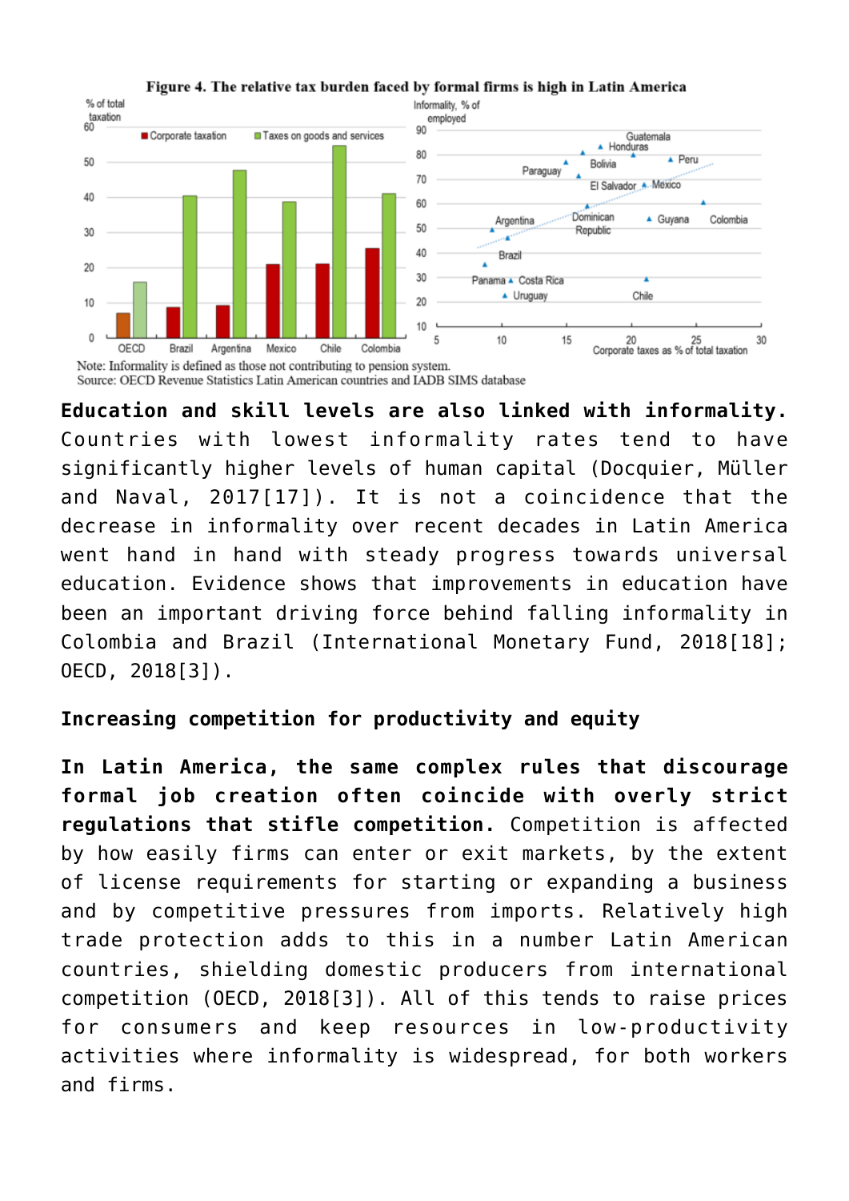**Figure 4. The relative tax burden faced by formal firms is high in Latin America**

% of total taxation

60
50
40
30
20
10
0

Corporate taxation

Taxes on goods and services

OECD
Brazil
Argentina
Mexico
Chile
Colombia

Informality, % of employed

90
80
70
60
50
40
30
20
10

Guatemala
Honduras
Peru
Bolivia
Paraguay
El Salvador
Mexico
Argentina
Dominican Republic
Guyana
Colombia
Brazil
Panama
Costa Rica
Uruguay
Chile

5
10
15
20
25
30

Corporate taxes as % of total taxation

Note: Informality is defined as those not contributing to pension system.
Source: OECD Revenue Statistics Latin American countries and IADB SIMS database

**Education and skill levels are also linked with informality.** Countries with lowest informality rates tend to have significantly higher levels of human capital (Docquier, Müller and Naval, 2017[17]). It is not a coincidence that the decrease in informality over recent decades in Latin America went hand in hand with steady progress towards universal education. Evidence shows that improvements in education have been an important driving force behind falling informality in Colombia and Brazil (International Monetary Fund, 2018[18]; OECD, 2018[3]).

## Increasing competition for productivity and equity

**In Latin America, the same complex rules that discourage formal job creation often coincide with overly strict regulations that stifle competition.** Competition is affected by how easily firms can enter or exit markets, by the extent of license requirements for starting or expanding a business and by competitive pressures from imports. Relatively high trade protection adds to this in a number Latin American countries, shielding domestic producers from international competition (OECD, 2018[3]). All of this tends to raise prices for consumers and keep resources in low-productivity activities where informality is widespread, for both workers and firms.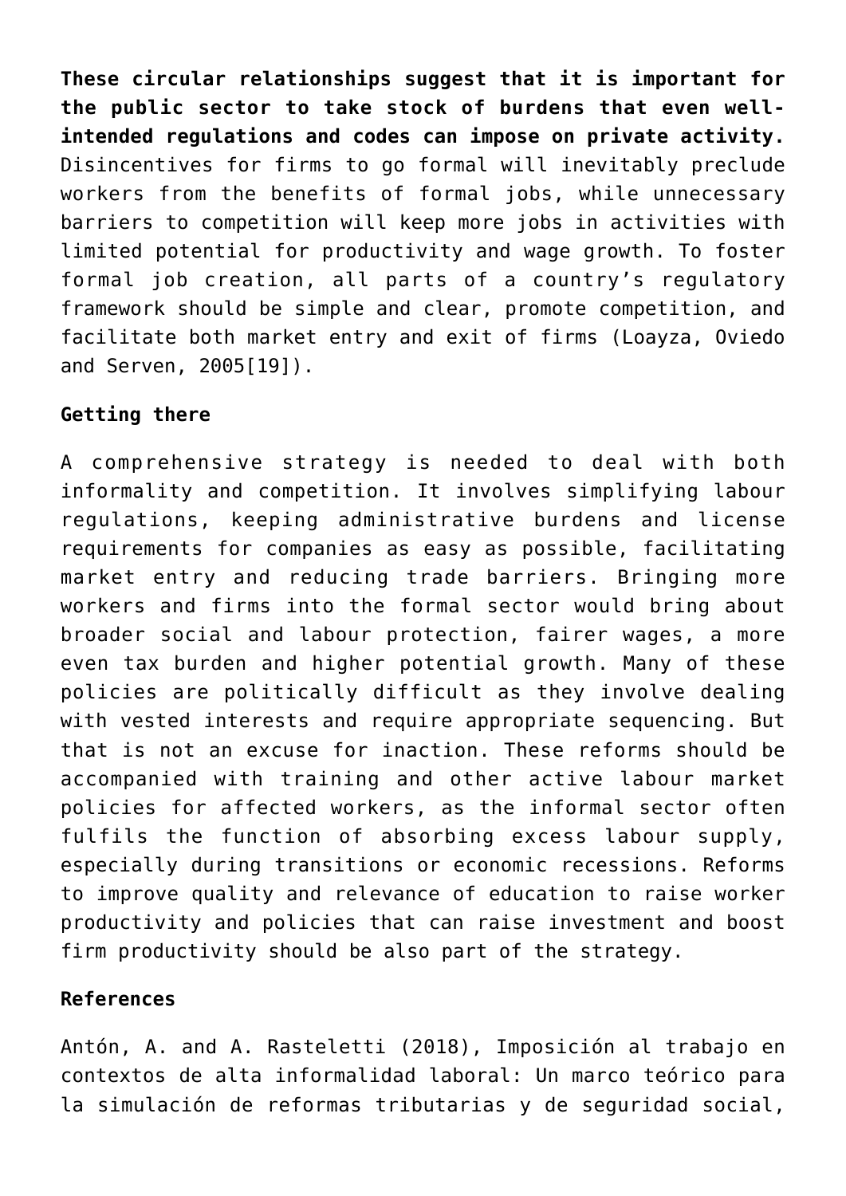**These circular relationships suggest that it is important for the public sector to take stock of burdens that even well-intended regulations and codes can impose on private activity.** Disincentives for firms to go formal will inevitably preclude workers from the benefits of formal jobs, while unnecessary barriers to competition will keep more jobs in activities with limited potential for productivity and wage growth. To foster formal job creation, all parts of a country's regulatory framework should be simple and clear, promote competition, and facilitate both market entry and exit of firms (Loayza, Oviedo and Serven, 2005[19]).

**Getting there**

A comprehensive strategy is needed to deal with both informality and competition. It involves simplifying labour regulations, keeping administrative burdens and license requirements for companies as easy as possible, facilitating market entry and reducing trade barriers. Bringing more workers and firms into the formal sector would bring about broader social and labour protection, fairer wages, a more even tax burden and higher potential growth. Many of these policies are politically difficult as they involve dealing with vested interests and require appropriate sequencing. But that is not an excuse for inaction. These reforms should be accompanied with training and other active labour market policies for affected workers, as the informal sector often fulfils the function of absorbing excess labour supply, especially during transitions or economic recessions. Reforms to improve quality and relevance of education to raise worker productivity and policies that can raise investment and boost firm productivity should be also part of the strategy.

**References**

Antón, A. and A. Rasteletti (2018), Imposición al trabajo en contextos de alta informalidad laboral: Un marco teórico para la simulación de reformas tributarias y de seguridad social,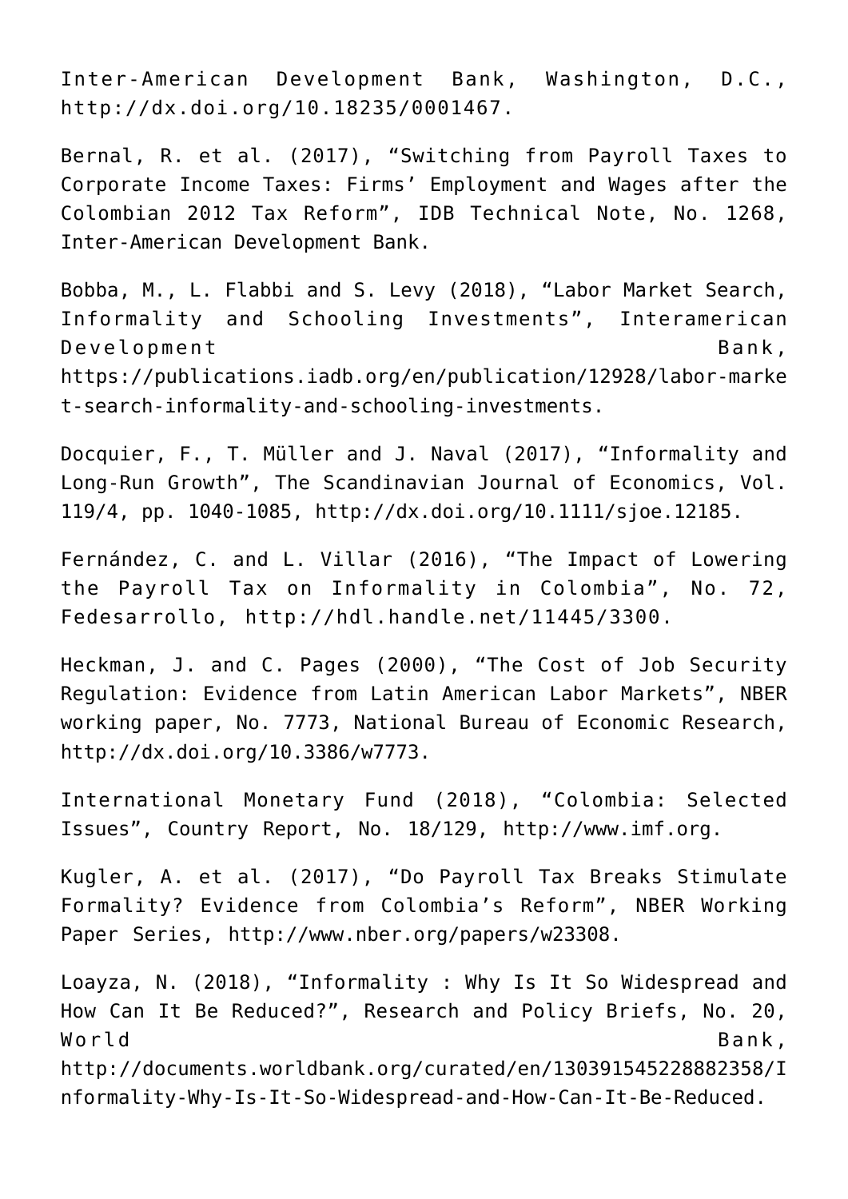Inter-American Development Bank, Washington, D.C., http://dx.doi.org/10.18235/0001467.

Bernal, R. et al. (2017), "Switching from Payroll Taxes to Corporate Income Taxes: Firms' Employment and Wages after the Colombian 2012 Tax Reform", IDB Technical Note, No. 1268, Inter-American Development Bank.

Bobba, M., L. Flabbi and S. Levy (2018), "Labor Market Search, Informality and Schooling Investments", Interamerican Development Bank, https://publications.iadb.org/en/publication/12928/labor-market-search-informality-and-schooling-investments.

Docquier, F., T. Müller and J. Naval (2017), "Informality and Long-Run Growth", The Scandinavian Journal of Economics, Vol. 119/4, pp. 1040-1085, http://dx.doi.org/10.1111/sjoe.12185.

Fernández, C. and L. Villar (2016), "The Impact of Lowering the Payroll Tax on Informality in Colombia", No. 72, Fedesarrollo, http://hdl.handle.net/11445/3300.

Heckman, J. and C. Pages (2000), "The Cost of Job Security Regulation: Evidence from Latin American Labor Markets", NBER working paper, No. 7773, National Bureau of Economic Research, http://dx.doi.org/10.3386/w7773.

International Monetary Fund (2018), "Colombia: Selected Issues", Country Report, No. 18/129, http://www.imf.org.

Kugler, A. et al. (2017), "Do Payroll Tax Breaks Stimulate Formality? Evidence from Colombia's Reform", NBER Working Paper Series, http://www.nber.org/papers/w23308.

Loayza, N. (2018), "Informality : Why Is It So Widespread and How Can It Be Reduced?", Research and Policy Briefs, No. 20, World Bank, http://documents.worldbank.org/curated/en/130391545228882358/Informality-Why-Is-It-So-Widespread-and-How-Can-It-Be-Reduced.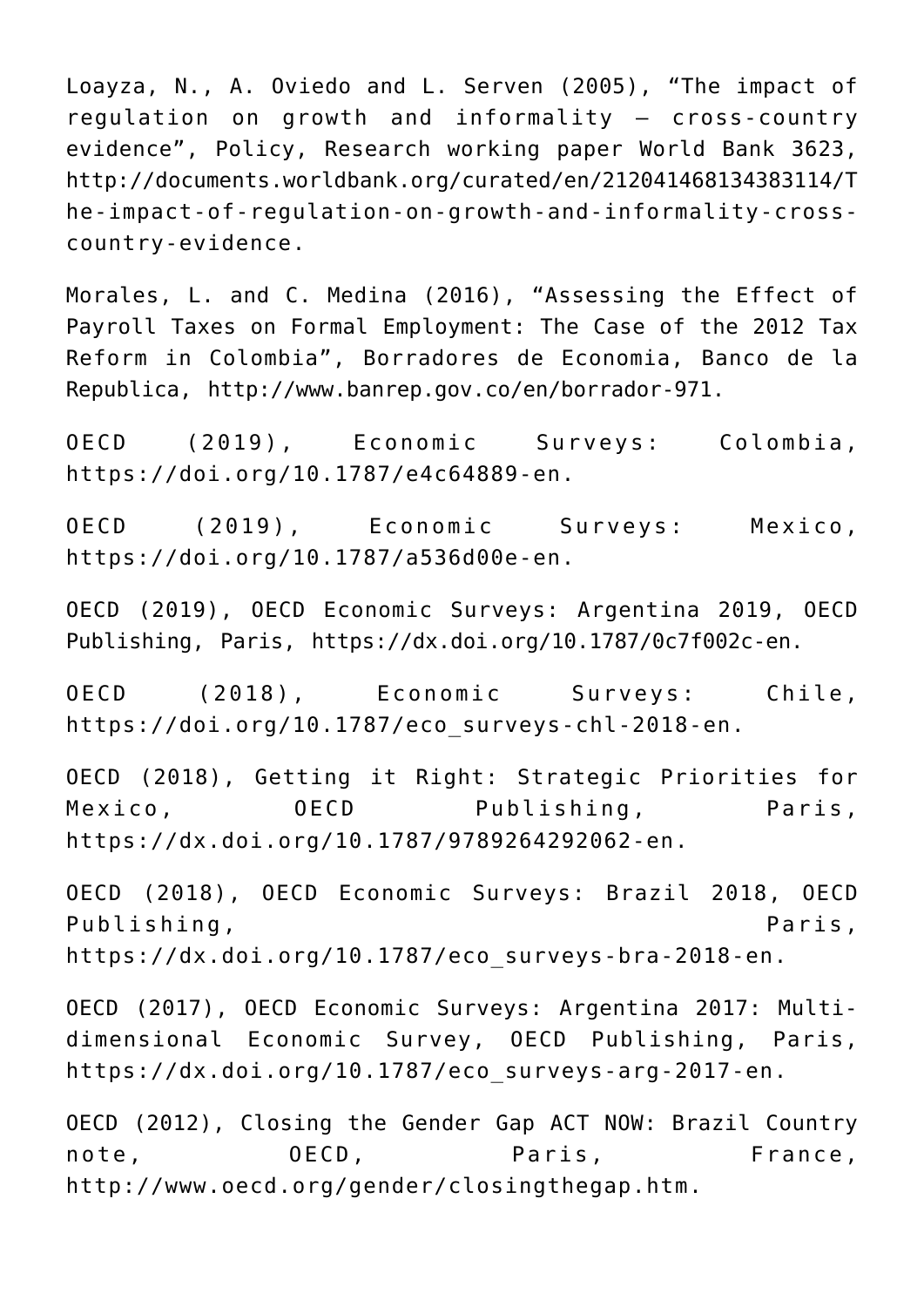Loayza, N., A. Oviedo and L. Serven (2005), "The impact of regulation on growth and informality – cross-country evidence", Policy, Research working paper World Bank 3623, http://documents.worldbank.org/curated/en/212041468134383114/The-impact-of-regulation-on-growth-and-informality-cross-country-evidence.

Morales, L. and C. Medina (2016), "Assessing the Effect of Payroll Taxes on Formal Employment: The Case of the 2012 Tax Reform in Colombia", Borradores de Economia, Banco de la Republica, http://www.banrep.gov.co/en/borrador-971.

OECD (2019), Economic Surveys: Colombia, https://doi.org/10.1787/e4c64889-en.

OECD (2019), Economic Surveys: Mexico, https://doi.org/10.1787/a536d00e-en.

OECD (2019), OECD Economic Surveys: Argentina 2019, OECD Publishing, Paris, https://dx.doi.org/10.1787/0c7f002c-en.

OECD (2018), Economic Surveys: Chile, https://doi.org/10.1787/eco_surveys-chl-2018-en.

OECD (2018), Getting it Right: Strategic Priorities for Mexico, OECD Publishing, Paris, https://dx.doi.org/10.1787/9789264292062-en.

OECD (2018), OECD Economic Surveys: Brazil 2018, OECD Publishing, Paris, https://dx.doi.org/10.1787/eco_surveys-bra-2018-en.

OECD (2017), OECD Economic Surveys: Argentina 2017: Multi-dimensional Economic Survey, OECD Publishing, Paris, https://dx.doi.org/10.1787/eco_surveys-arg-2017-en.

OECD (2012), Closing the Gender Gap ACT NOW: Brazil Country note, OECD, Paris, France, http://www.oecd.org/gender/closingthegap.htm.